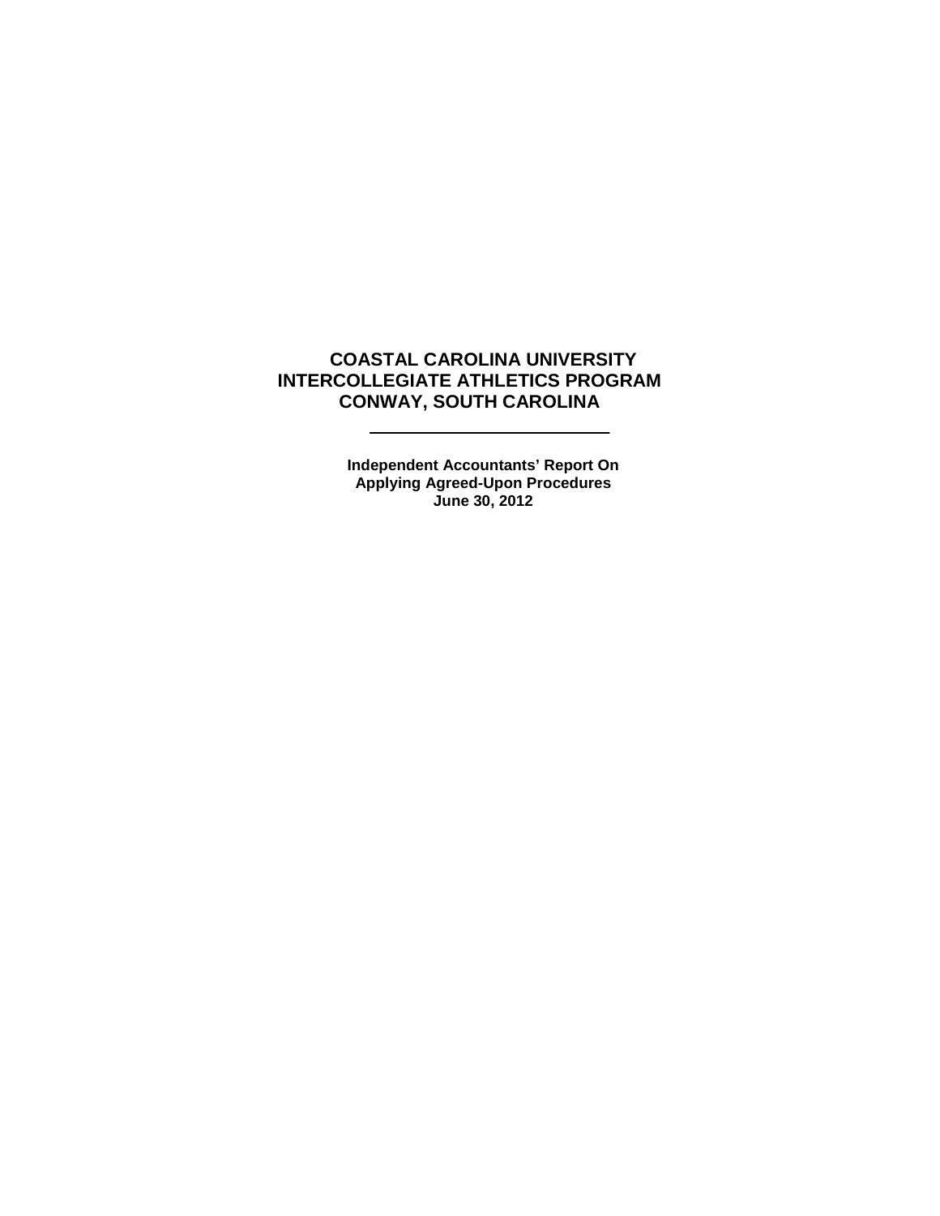# COASTAL CAROLINA UNIVERSITY
# INTERCOLLEGIATE ATHLETICS PROGRAM
# CONWAY, SOUTH CAROLINA

---

**Independent Accountants' Report On**
**Applying Agreed-Upon Procedures**
**June 30, 2012**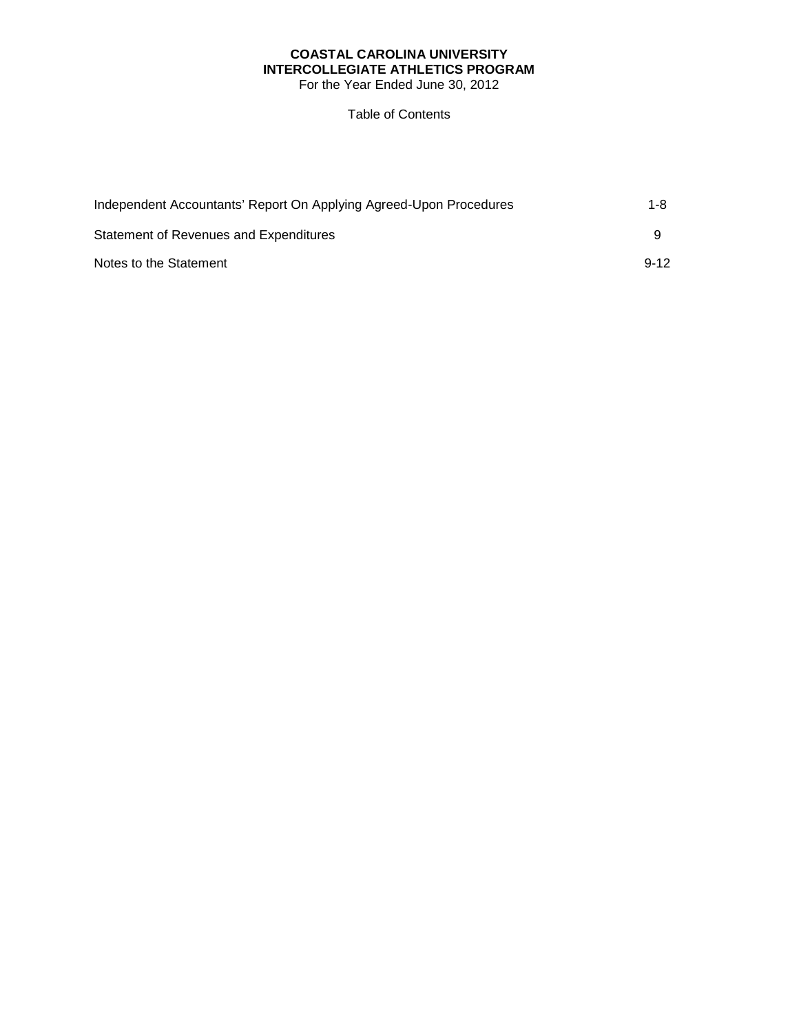**COASTAL CAROLINA UNIVERSITY**
**INTERCOLLEGIATE ATHLETICS PROGRAM**
For the Year Ended June 30, 2012

Table of Contents

| | |
|---|---|
| Independent Accountants' Report On Applying Agreed-Upon Procedures | 1-8 |
| Statement of Revenues and Expenditures | 9 |
| Notes to the Statement | 9-12 |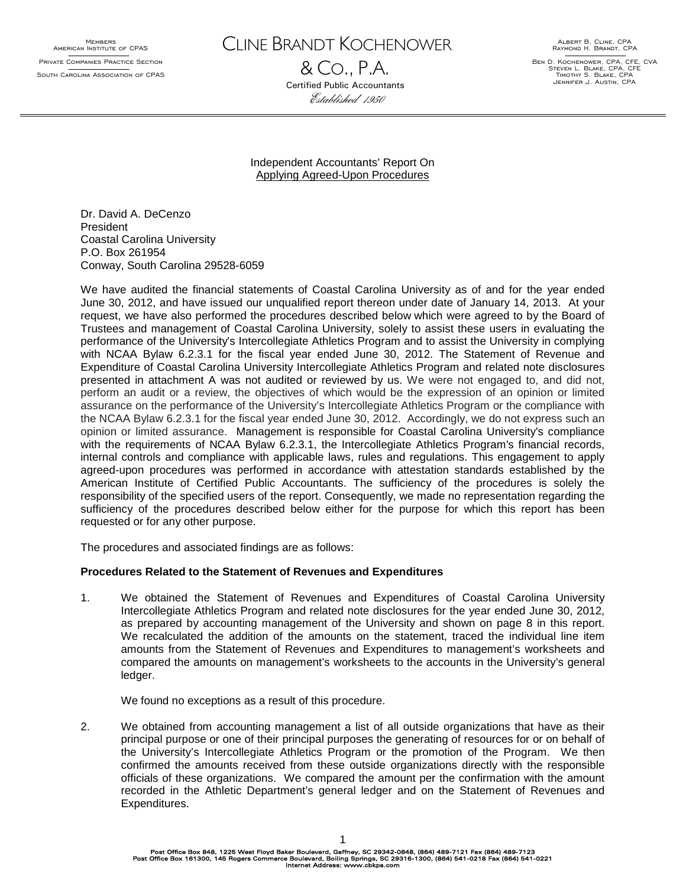Members
American Institute of CPAS

Private Companies Practice Section

South Carolina Association of CPAS

# Cline Brandt Kochenower & Co., P.A.

Certified Public Accountants

*Established 1950*

Albert B. Cline, CPA
Raymond H. Brandt, CPA

Ben D. Kochenower, CPA, CFE, CVA
Steven L. Blake, CPA, CFE
Timothy S. Blake, CPA
Jennifer J. Austin, CPA

Independent Accountants' Report On
Applying Agreed-Upon Procedures

Dr. David A. DeCenzo
President
Coastal Carolina University
P.O. Box 261954
Conway, South Carolina 29528-6059

We have audited the financial statements of Coastal Carolina University as of and for the year ended June 30, 2012, and have issued our unqualified report thereon under date of January 14, 2013. At your request, we have also performed the procedures described below which were agreed to by the Board of Trustees and management of Coastal Carolina University, solely to assist these users in evaluating the performance of the University's Intercollegiate Athletics Program and to assist the University in complying with NCAA Bylaw 6.2.3.1 for the fiscal year ended June 30, 2012. The Statement of Revenue and Expenditure of Coastal Carolina University Intercollegiate Athletics Program and related note disclosures presented in attachment A was not audited or reviewed by us. We were not engaged to, and did not, perform an audit or a review, the objectives of which would be the expression of an opinion or limited assurance on the performance of the University's Intercollegiate Athletics Program or the compliance with the NCAA Bylaw 6.2.3.1 for the fiscal year ended June 30, 2012. Accordingly, we do not express such an opinion or limited assurance. Management is responsible for Coastal Carolina University's compliance with the requirements of NCAA Bylaw 6.2.3.1, the Intercollegiate Athletics Program's financial records, internal controls and compliance with applicable laws, rules and regulations. This engagement to apply agreed-upon procedures was performed in accordance with attestation standards established by the American Institute of Certified Public Accountants. The sufficiency of the procedures is solely the responsibility of the specified users of the report. Consequently, we made no representation regarding the sufficiency of the procedures described below either for the purpose for which this report has been requested or for any other purpose.

The procedures and associated findings are as follows:

**Procedures Related to the Statement of Revenues and Expenditures**

1. We obtained the Statement of Revenues and Expenditures of Coastal Carolina University Intercollegiate Athletics Program and related note disclosures for the year ended June 30, 2012, as prepared by accounting management of the University and shown on page 8 in this report. We recalculated the addition of the amounts on the statement, traced the individual line item amounts from the Statement of Revenues and Expenditures to management's worksheets and compared the amounts on management's worksheets to the accounts in the University's general ledger.

   We found no exceptions as a result of this procedure.

2. We obtained from accounting management a list of all outside organizations that have as their principal purpose or one of their principal purposes the generating of resources for or on behalf of the University's Intercollegiate Athletics Program or the promotion of the Program. We then confirmed the amounts received from these outside organizations directly with the responsible officials of these organizations. We compared the amount per the confirmation with the amount recorded in the Athletic Department's general ledger and on the Statement of Revenues and Expenditures.

Post Office Box 848, 1225 West Floyd Baker Boulevard, Gaffney, SC 29342-0848, (864) 489-7121 Fax (864) 489-7123
Post Office Box 161300, 145 Rogers Commerce Boulevard, Boiling Springs, SC 29316-1300, (864) 541-0218 Fax (864) 541-0221
Internet Address: www.cbkpa.com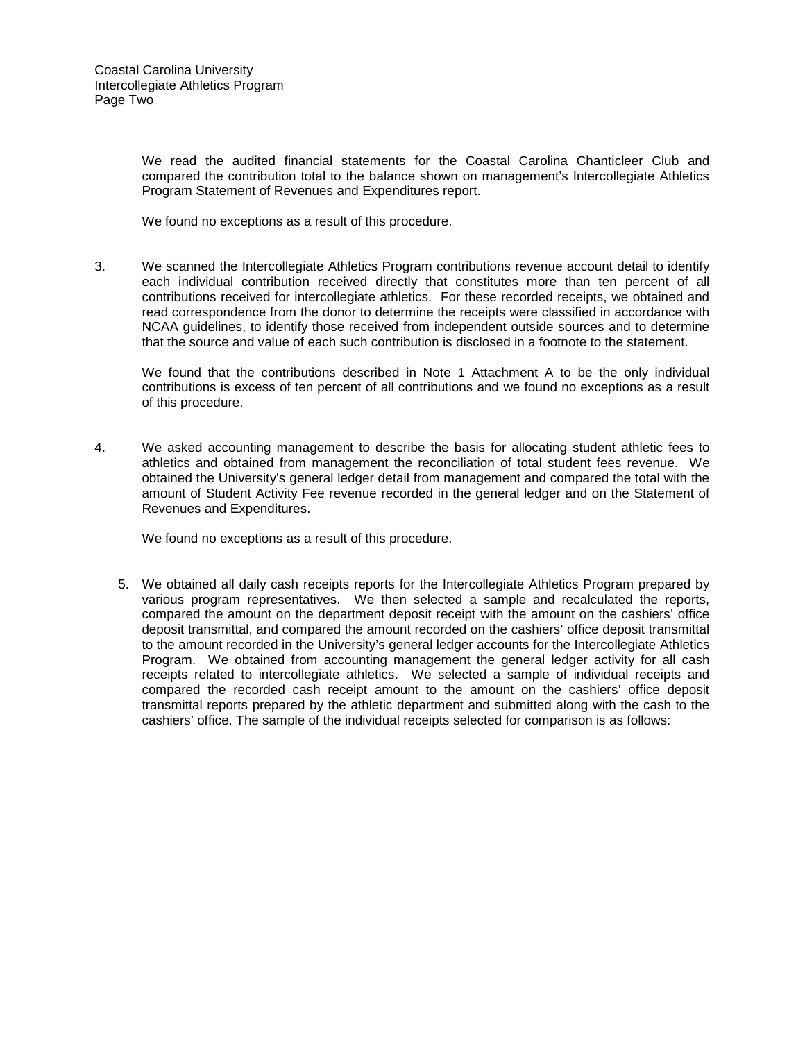We read the audited financial statements for the Coastal Carolina Chanticleer Club and compared the contribution total to the balance shown on management's Intercollegiate Athletics Program Statement of Revenues and Expenditures report.

We found no exceptions as a result of this procedure.

3. We scanned the Intercollegiate Athletics Program contributions revenue account detail to identify each individual contribution received directly that constitutes more than ten percent of all contributions received for intercollegiate athletics. For these recorded receipts, we obtained and read correspondence from the donor to determine the receipts were classified in accordance with NCAA guidelines, to identify those received from independent outside sources and to determine that the source and value of each such contribution is disclosed in a footnote to the statement.

   We found that the contributions described in Note 1 Attachment A to be the only individual contributions is excess of ten percent of all contributions and we found no exceptions as a result of this procedure.

4. We asked accounting management to describe the basis for allocating student athletic fees to athletics and obtained from management the reconciliation of total student fees revenue. We obtained the University's general ledger detail from management and compared the total with the amount of Student Activity Fee revenue recorded in the general ledger and on the Statement of Revenues and Expenditures.

   We found no exceptions as a result of this procedure.

5. We obtained all daily cash receipts reports for the Intercollegiate Athletics Program prepared by various program representatives. We then selected a sample and recalculated the reports, compared the amount on the department deposit receipt with the amount on the cashiers' office deposit transmittal, and compared the amount recorded on the cashiers' office deposit transmittal to the amount recorded in the University's general ledger accounts for the Intercollegiate Athletics Program. We obtained from accounting management the general ledger activity for all cash receipts related to intercollegiate athletics. We selected a sample of individual receipts and compared the recorded cash receipt amount to the amount on the cashiers' office deposit transmittal reports prepared by the athletic department and submitted along with the cash to the cashiers' office. The sample of the individual receipts selected for comparison is as follows: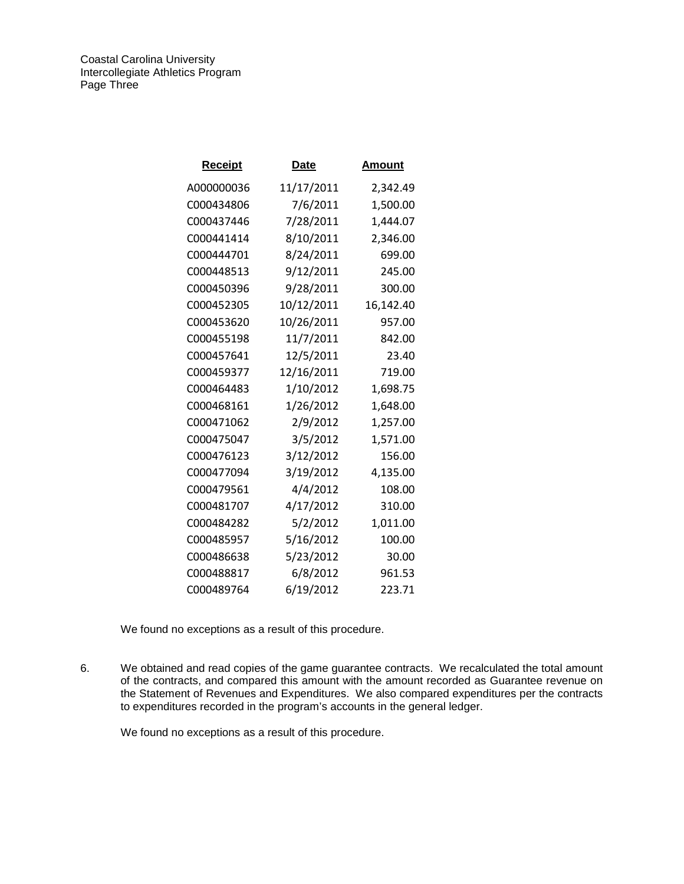| Receipt | Date | Amount |
|---|---|---|
| A000000036 | 11/17/2011 | 2,342.49 |
| C000434806 | 7/6/2011 | 1,500.00 |
| C000437446 | 7/28/2011 | 1,444.07 |
| C000441414 | 8/10/2011 | 2,346.00 |
| C000444701 | 8/24/2011 | 699.00 |
| C000448513 | 9/12/2011 | 245.00 |
| C000450396 | 9/28/2011 | 300.00 |
| C000452305 | 10/12/2011 | 16,142.40 |
| C000453620 | 10/26/2011 | 957.00 |
| C000455198 | 11/7/2011 | 842.00 |
| C000457641 | 12/5/2011 | 23.40 |
| C000459377 | 12/16/2011 | 719.00 |
| C000464483 | 1/10/2012 | 1,698.75 |
| C000468161 | 1/26/2012 | 1,648.00 |
| C000471062 | 2/9/2012 | 1,257.00 |
| C000475047 | 3/5/2012 | 1,571.00 |
| C000476123 | 3/12/2012 | 156.00 |
| C000477094 | 3/19/2012 | 4,135.00 |
| C000479561 | 4/4/2012 | 108.00 |
| C000481707 | 4/17/2012 | 310.00 |
| C000484282 | 5/2/2012 | 1,011.00 |
| C000485957 | 5/16/2012 | 100.00 |
| C000486638 | 5/23/2012 | 30.00 |
| C000488817 | 6/8/2012 | 961.53 |
| C000489764 | 6/19/2012 | 223.71 |

We found no exceptions as a result of this procedure.

6. We obtained and read copies of the game guarantee contracts. We recalculated the total amount of the contracts, and compared this amount with the amount recorded as Guarantee revenue on the Statement of Revenues and Expenditures. We also compared expenditures per the contracts to expenditures recorded in the program's accounts in the general ledger.

   We found no exceptions as a result of this procedure.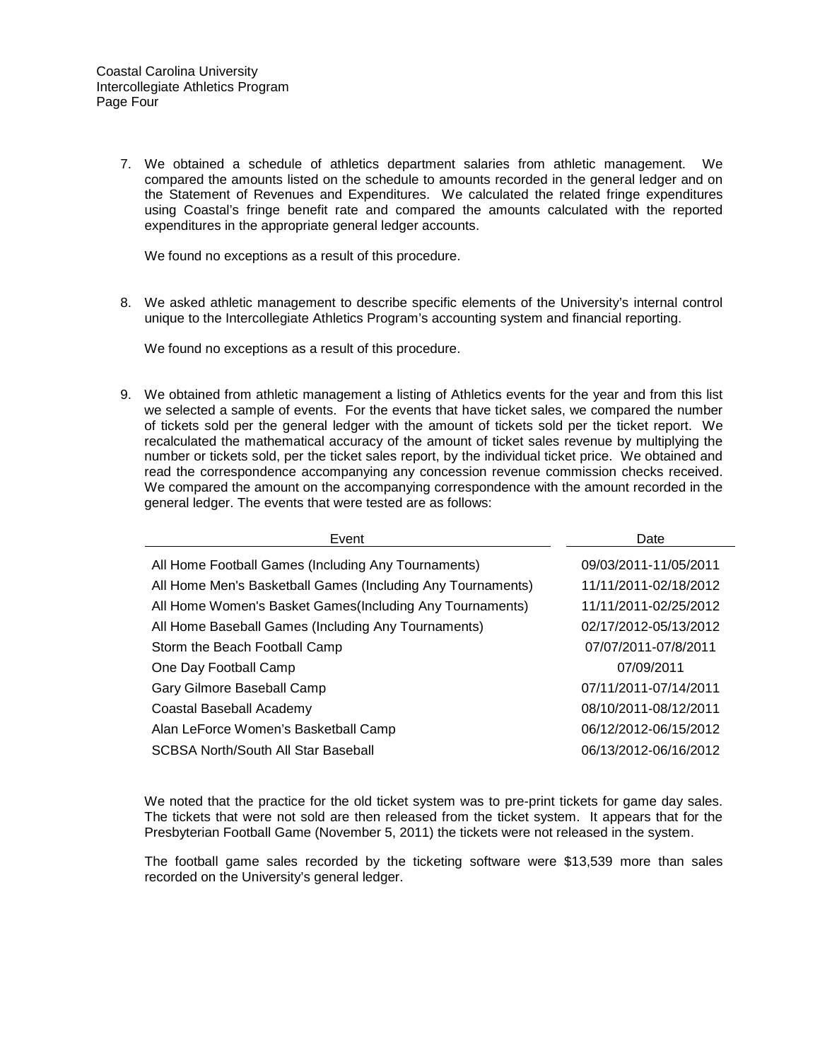7. We obtained a schedule of athletics department salaries from athletic management. We compared the amounts listed on the schedule to amounts recorded in the general ledger and on the Statement of Revenues and Expenditures. We calculated the related fringe expenditures using Coastal's fringe benefit rate and compared the amounts calculated with the reported expenditures in the appropriate general ledger accounts.

   We found no exceptions as a result of this procedure.

8. We asked athletic management to describe specific elements of the University's internal control unique to the Intercollegiate Athletics Program's accounting system and financial reporting.

   We found no exceptions as a result of this procedure.

9. We obtained from athletic management a listing of Athletics events for the year and from this list we selected a sample of events. For the events that have ticket sales, we compared the number of tickets sold per the general ledger with the amount of tickets sold per the ticket report. We recalculated the mathematical accuracy of the amount of ticket sales revenue by multiplying the number or tickets sold, per the ticket sales report, by the individual ticket price. We obtained and read the correspondence accompanying any concession revenue commission checks received. We compared the amount on the accompanying correspondence with the amount recorded in the general ledger. The events that were tested are as follows:

| Event | Date |
|---|---|
| All Home Football Games (Including Any Tournaments) | 09/03/2011-11/05/2011 |
| All Home Men's Basketball Games (Including Any Tournaments) | 11/11/2011-02/18/2012 |
| All Home Women's Basket Games(Including Any Tournaments) | 11/11/2011-02/25/2012 |
| All Home Baseball Games (Including Any Tournaments) | 02/17/2012-05/13/2012 |
| Storm the Beach Football Camp | 07/07/2011-07/8/2011 |
| One Day Football Camp | 07/09/2011 |
| Gary Gilmore Baseball Camp | 07/11/2011-07/14/2011 |
| Coastal Baseball Academy | 08/10/2011-08/12/2011 |
| Alan LeForce Women's Basketball Camp | 06/12/2012-06/15/2012 |
| SCBSA North/South All Star Baseball | 06/13/2012-06/16/2012 |

   We noted that the practice for the old ticket system was to pre-print tickets for game day sales. The tickets that were not sold are then released from the ticket system. It appears that for the Presbyterian Football Game (November 5, 2011) the tickets were not released in the system.

   The football game sales recorded by the ticketing software were $13,539 more than sales recorded on the University's general ledger.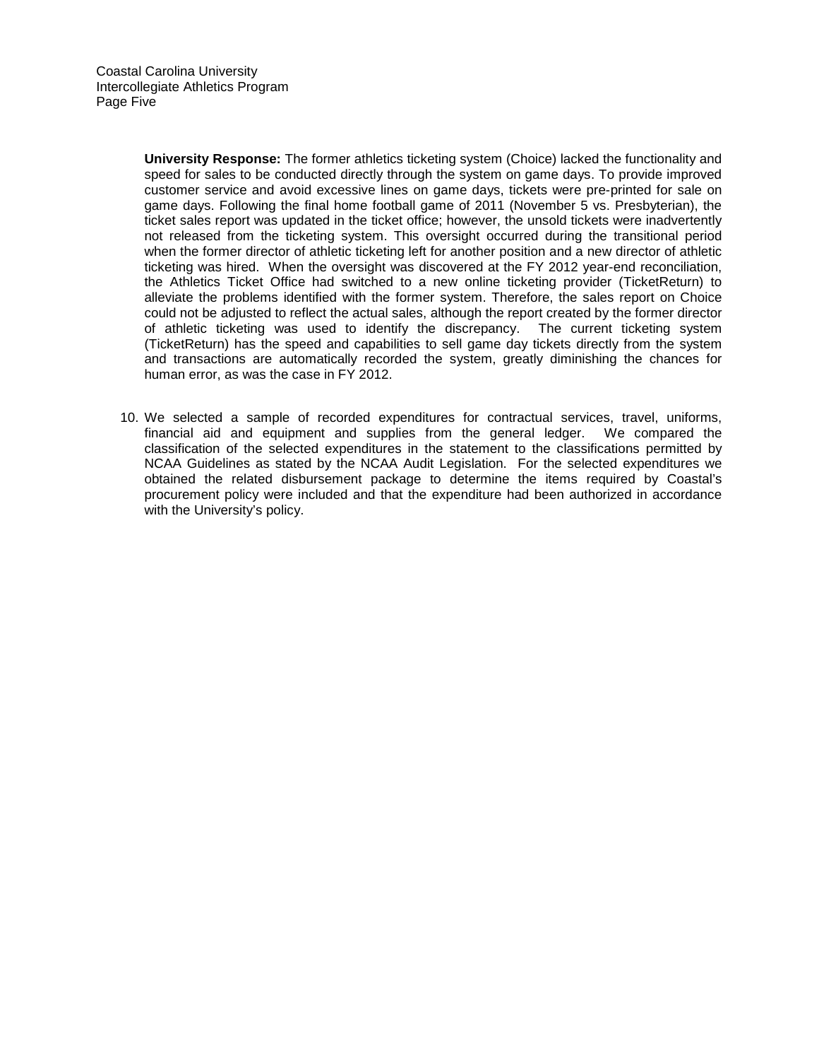**University Response:** The former athletics ticketing system (Choice) lacked the functionality and speed for sales to be conducted directly through the system on game days. To provide improved customer service and avoid excessive lines on game days, tickets were pre-printed for sale on game days. Following the final home football game of 2011 (November 5 vs. Presbyterian), the ticket sales report was updated in the ticket office; however, the unsold tickets were inadvertently not released from the ticketing system. This oversight occurred during the transitional period when the former director of athletic ticketing left for another position and a new director of athletic ticketing was hired. When the oversight was discovered at the FY 2012 year-end reconciliation, the Athletics Ticket Office had switched to a new online ticketing provider (TicketReturn) to alleviate the problems identified with the former system. Therefore, the sales report on Choice could not be adjusted to reflect the actual sales, although the report created by the former director of athletic ticketing was used to identify the discrepancy. The current ticketing system (TicketReturn) has the speed and capabilities to sell game day tickets directly from the system and transactions are automatically recorded the system, greatly diminishing the chances for human error, as was the case in FY 2012.

10. We selected a sample of recorded expenditures for contractual services, travel, uniforms, financial aid and equipment and supplies from the general ledger. We compared the classification of the selected expenditures in the statement to the classifications permitted by NCAA Guidelines as stated by the NCAA Audit Legislation. For the selected expenditures we obtained the related disbursement package to determine the items required by Coastal's procurement policy were included and that the expenditure had been authorized in accordance with the University's policy.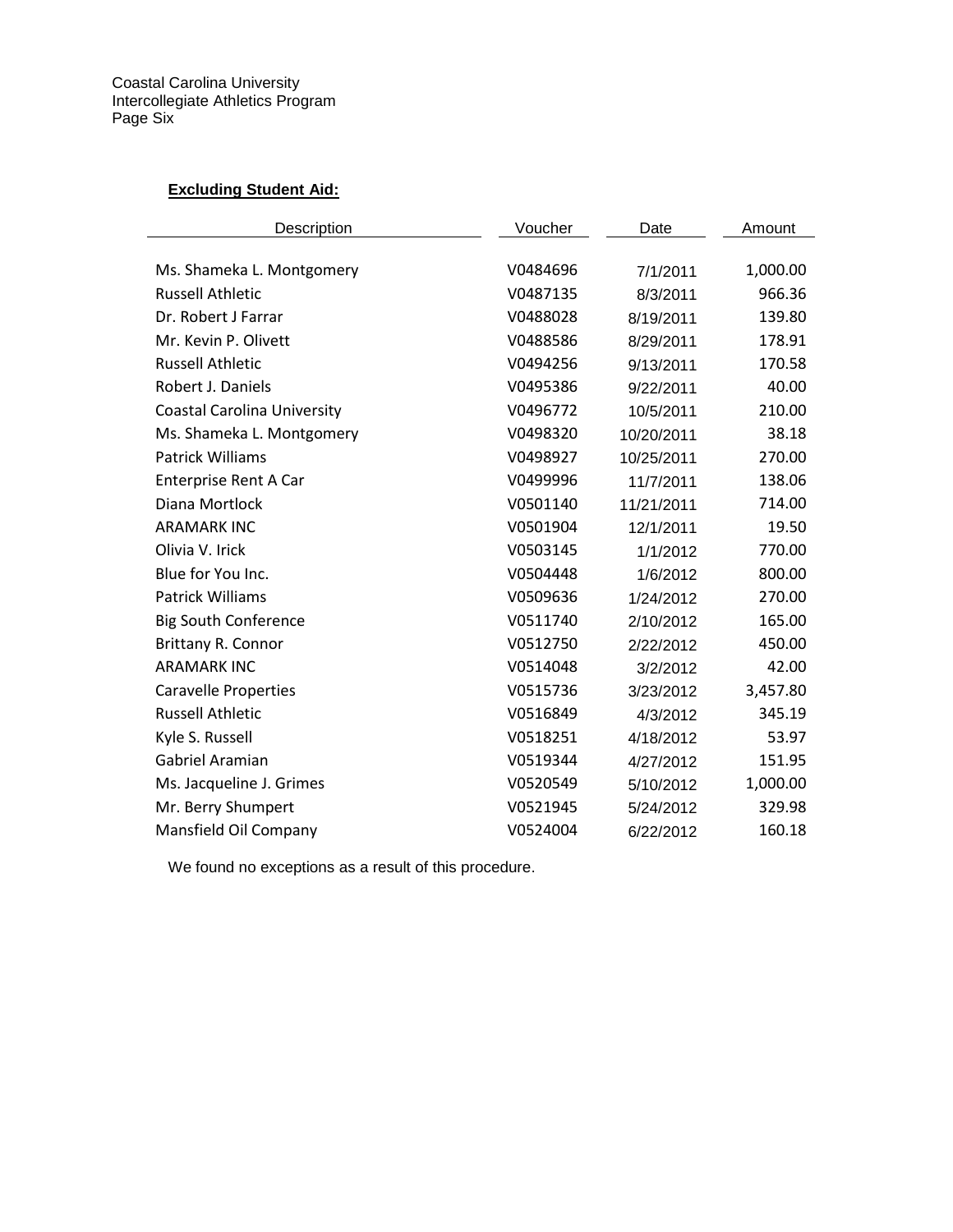**Excluding Student Aid:**

| Description | Voucher | Date | Amount |
|---|---|---|---|
| Ms. Shameka L. Montgomery | V0484696 | 7/1/2011 | 1,000.00 |
| Russell Athletic | V0487135 | 8/3/2011 | 966.36 |
| Dr. Robert J Farrar | V0488028 | 8/19/2011 | 139.80 |
| Mr. Kevin P. Olivett | V0488586 | 8/29/2011 | 178.91 |
| Russell Athletic | V0494256 | 9/13/2011 | 170.58 |
| Robert J. Daniels | V0495386 | 9/22/2011 | 40.00 |
| Coastal Carolina University | V0496772 | 10/5/2011 | 210.00 |
| Ms. Shameka L. Montgomery | V0498320 | 10/20/2011 | 38.18 |
| Patrick Williams | V0498927 | 10/25/2011 | 270.00 |
| Enterprise Rent A Car | V0499996 | 11/7/2011 | 138.06 |
| Diana Mortlock | V0501140 | 11/21/2011 | 714.00 |
| ARAMARK INC | V0501904 | 12/1/2011 | 19.50 |
| Olivia V. Irick | V0503145 | 1/1/2012 | 770.00 |
| Blue for You Inc. | V0504448 | 1/6/2012 | 800.00 |
| Patrick Williams | V0509636 | 1/24/2012 | 270.00 |
| Big South Conference | V0511740 | 2/10/2012 | 165.00 |
| Brittany R. Connor | V0512750 | 2/22/2012 | 450.00 |
| ARAMARK INC | V0514048 | 3/2/2012 | 42.00 |
| Caravelle Properties | V0515736 | 3/23/2012 | 3,457.80 |
| Russell Athletic | V0516849 | 4/3/2012 | 345.19 |
| Kyle S. Russell | V0518251 | 4/18/2012 | 53.97 |
| Gabriel Aramian | V0519344 | 4/27/2012 | 151.95 |
| Ms. Jacqueline J. Grimes | V0520549 | 5/10/2012 | 1,000.00 |
| Mr. Berry Shumpert | V0521945 | 5/24/2012 | 329.98 |
| Mansfield Oil Company | V0524004 | 6/22/2012 | 160.18 |

We found no exceptions as a result of this procedure.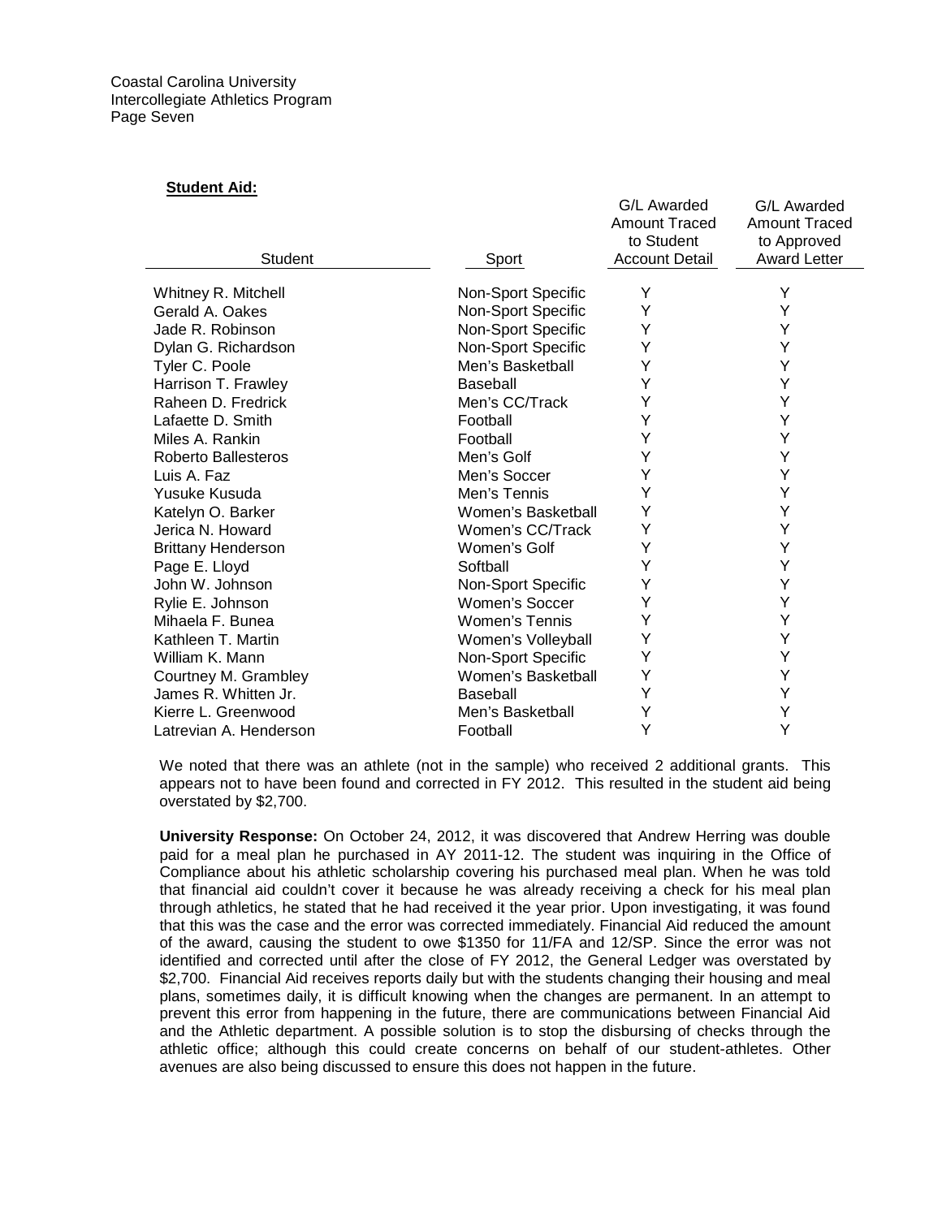**Student Aid:**

| Student | Sport | G/L Awarded Amount Traced to Student Account Detail | G/L Awarded Amount Traced to Approved Award Letter |
|---|---|---|---|
| Whitney R. Mitchell | Non-Sport Specific | Y | Y |
| Gerald A. Oakes | Non-Sport Specific | Y | Y |
| Jade R. Robinson | Non-Sport Specific | Y | Y |
| Dylan G. Richardson | Non-Sport Specific | Y | Y |
| Tyler C. Poole | Men's Basketball | Y | Y |
| Harrison T. Frawley | Baseball | Y | Y |
| Raheen D. Fredrick | Men's CC/Track | Y | Y |
| Lafaette D. Smith | Football | Y | Y |
| Miles A. Rankin | Football | Y | Y |
| Roberto Ballesteros | Men's Golf | Y | Y |
| Luis A. Faz | Men's Soccer | Y | Y |
| Yusuke Kusuda | Men's Tennis | Y | Y |
| Katelyn O. Barker | Women's Basketball | Y | Y |
| Jerica N. Howard | Women's CC/Track | Y | Y |
| Brittany Henderson | Women's Golf | Y | Y |
| Page E. Lloyd | Softball | Y | Y |
| John W. Johnson | Non-Sport Specific | Y | Y |
| Rylie E. Johnson | Women's Soccer | Y | Y |
| Mihaela F. Bunea | Women's Tennis | Y | Y |
| Kathleen T. Martin | Women's Volleyball | Y | Y |
| William K. Mann | Non-Sport Specific | Y | Y |
| Courtney M. Grambley | Women's Basketball | Y | Y |
| James R. Whitten Jr. | Baseball | Y | Y |
| Kierre L. Greenwood | Men's Basketball | Y | Y |
| Latrevian A. Henderson | Football | Y | Y |

We noted that there was an athlete (not in the sample) who received 2 additional grants. This appears not to have been found and corrected in FY 2012. This resulted in the student aid being overstated by $2,700.

**University Response:** On October 24, 2012, it was discovered that Andrew Herring was double paid for a meal plan he purchased in AY 2011-12. The student was inquiring in the Office of Compliance about his athletic scholarship covering his purchased meal plan. When he was told that financial aid couldn't cover it because he was already receiving a check for his meal plan through athletics, he stated that he had received it the year prior. Upon investigating, it was found that this was the case and the error was corrected immediately. Financial Aid reduced the amount of the award, causing the student to owe $1350 for 11/FA and 12/SP. Since the error was not identified and corrected until after the close of FY 2012, the General Ledger was overstated by $2,700. Financial Aid receives reports daily but with the students changing their housing and meal plans, sometimes daily, it is difficult knowing when the changes are permanent. In an attempt to prevent this error from happening in the future, there are communications between Financial Aid and the Athletic department. A possible solution is to stop the disbursing of checks through the athletic office; although this could create concerns on behalf of our student-athletes. Other avenues are also being discussed to ensure this does not happen in the future.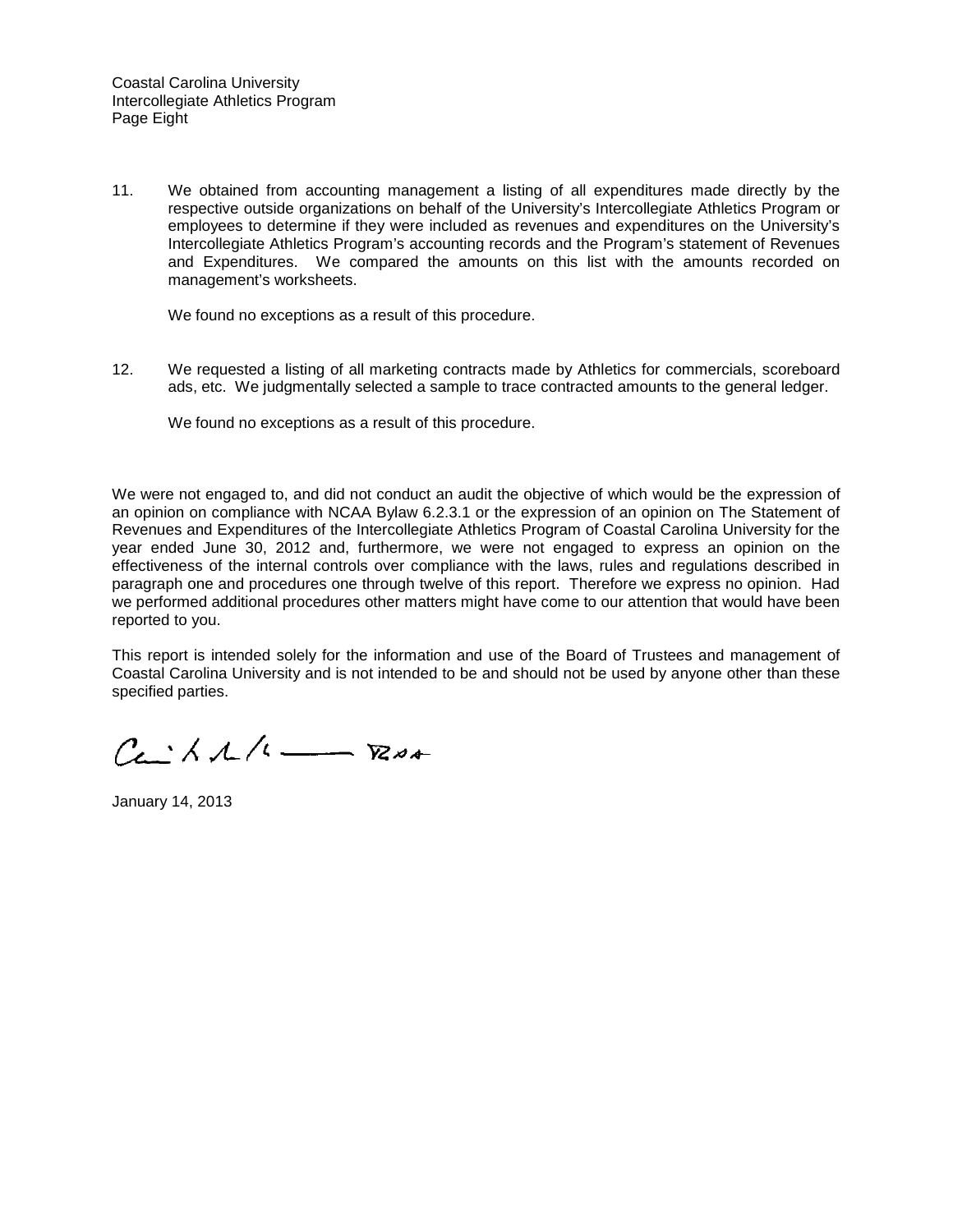11. We obtained from accounting management a listing of all expenditures made directly by the respective outside organizations on behalf of the University's Intercollegiate Athletics Program or employees to determine if they were included as revenues and expenditures on the University's Intercollegiate Athletics Program's accounting records and the Program's statement of Revenues and Expenditures. We compared the amounts on this list with the amounts recorded on management's worksheets.

    We found no exceptions as a result of this procedure.

12. We requested a listing of all marketing contracts made by Athletics for commercials, scoreboard ads, etc. We judgmentally selected a sample to trace contracted amounts to the general ledger.

    We found no exceptions as a result of this procedure.

We were not engaged to, and did not conduct an audit the objective of which would be the expression of an opinion on compliance with NCAA Bylaw 6.2.3.1 or the expression of an opinion on The Statement of Revenues and Expenditures of the Intercollegiate Athletics Program of Coastal Carolina University for the year ended June 30, 2012 and, furthermore, we were not engaged to express an opinion on the effectiveness of the internal controls over compliance with the laws, rules and regulations described in paragraph one and procedures one through twelve of this report. Therefore we express no opinion. Had we performed additional procedures other matters might have come to our attention that would have been reported to you.

This report is intended solely for the information and use of the Board of Trustees and management of Coastal Carolina University and is not intended to be and should not be used by anyone other than these specified parties.

January 14, 2013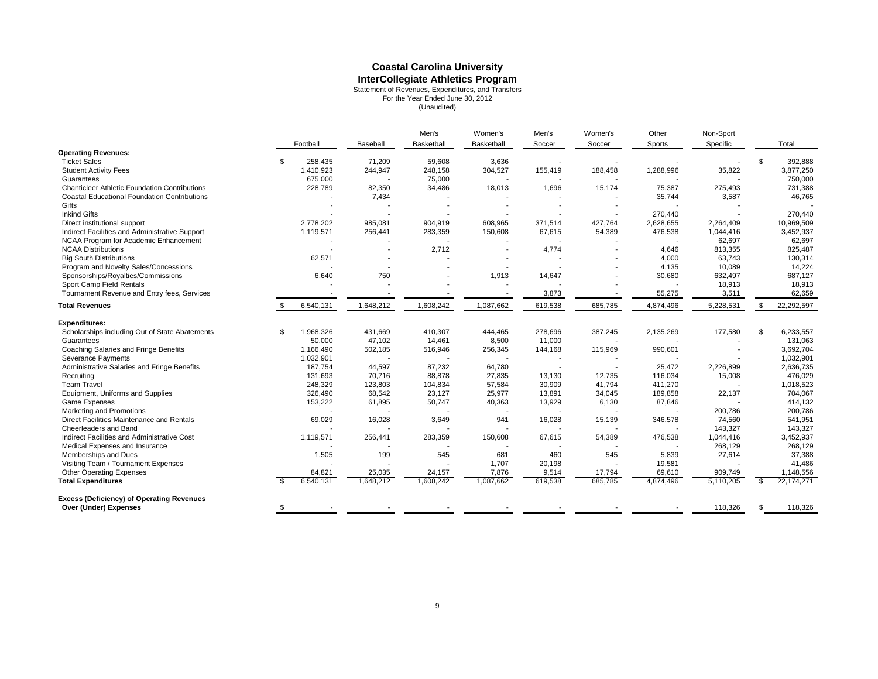**Coastal Carolina University**
**InterCollegiate Athletics Program**
Statement of Revenues, Expenditures, and Transfers
For the Year Ended June 30, 2012
(Unaudited)

| | Football | Baseball | Men's Basketball | Women's Basketball | Men's Soccer | Women's Soccer | Other Sports | Non-Sport Specific | Total |
|---|---|---|---|---|---|---|---|---|---|
| **Operating Revenues:** | | | | | | | | | |
| Ticket Sales | $ 258,435 | 71,209 | 59,608 | 3,636 | - | - | - | - | $ 392,888 |
| Student Activity Fees | 1,410,923 | 244,947 | 248,158 | 304,527 | 155,419 | 188,458 | 1,288,996 | 35,822 | 3,877,250 |
| Guarantees | 675,000 | - | 75,000 | - | - | - | - | - | 750,000 |
| Chanticleer Athletic Foundation Contributions | 228,789 | 82,350 | 34,486 | 18,013 | 1,696 | 15,174 | 75,387 | 275,493 | 731,388 |
| Coastal Educational Foundation Contributions | - | 7,434 | - | - | - | - | 35,744 | 3,587 | 46,765 |
| Gifts | - | - | - | - | - | - | - | - | - |
| Inkind Gifts | - | - | - | - | - | - | 270,440 | - | 270,440 |
| Direct institutional support | 2,778,202 | 985,081 | 904,919 | 608,965 | 371,514 | 427,764 | 2,628,655 | 2,264,409 | 10,969,509 |
| Indirect Facilities and Administrative Support | 1,119,571 | 256,441 | 283,359 | 150,608 | 67,615 | 54,389 | 476,538 | 1,044,416 | 3,452,937 |
| NCAA Program for Academic Enhancement | - | - | - | - | - | - | - | 62,697 | 62,697 |
| NCAA Distributions | - | - | 2,712 | - | 4,774 | - | 4,646 | 813,355 | 825,487 |
| Big South Distributions | 62,571 | - | - | - | - | - | 4,000 | 63,743 | 130,314 |
| Program and Novelty Sales/Concessions | - | - | - | - | - | - | 4,135 | 10,089 | 14,224 |
| Sponsorships/Royalties/Commissions | 6,640 | 750 | - | 1,913 | 14,647 | - | 30,680 | 632,497 | 687,127 |
| Sport Camp Field Rentals | - | - | - | - | - | - | - | 18,913 | 18,913 |
| Tournament Revenue and Entry fees, Services | - | - | - | - | 3,873 | - | 55,275 | 3,511 | 62,659 |
| **Total Revenues** | $ 6,540,131 | 1,648,212 | 1,608,242 | 1,087,662 | 619,538 | 685,785 | 4,874,496 | 5,228,531 | $ 22,292,597 |
| **Expenditures:** | | | | | | | | | |
| Scholarships including Out of State Abatements | $ 1,968,326 | 431,669 | 410,307 | 444,465 | 278,696 | 387,245 | 2,135,269 | 177,580 | $ 6,233,557 |
| Guarantees | 50,000 | 47,102 | 14,461 | 8,500 | 11,000 | - | - | - | 131,063 |
| Coaching Salaries and Fringe Benefits | 1,166,490 | 502,185 | 516,946 | 256,345 | 144,168 | 115,969 | 990,601 | - | 3,692,704 |
| Severance Payments | 1,032,901 | - | - | - | - | - | - | - | 1,032,901 |
| Administrative Salaries and Fringe Benefits | 187,754 | 44,597 | 87,232 | 64,780 | - | - | 25,472 | 2,226,899 | 2,636,735 |
| Recruiting | 131,693 | 70,716 | 88,878 | 27,835 | 13,130 | 12,735 | 116,034 | 15,008 | 476,029 |
| Team Travel | 248,329 | 123,803 | 104,834 | 57,584 | 30,909 | 41,794 | 411,270 | - | 1,018,523 |
| Equipment, Uniforms and Supplies | 326,490 | 68,542 | 23,127 | 25,977 | 13,891 | 34,045 | 189,858 | 22,137 | 704,067 |
| Game Expenses | 153,222 | 61,895 | 50,747 | 40,363 | 13,929 | 6,130 | 87,846 | - | 414,132 |
| Marketing and Promotions | - | - | - | - | - | - | - | 200,786 | 200,786 |
| Direct Facilities Maintenance and Rentals | 69,029 | 16,028 | 3,649 | 941 | 16,028 | 15,139 | 346,578 | 74,560 | 541,951 |
| Cheerleaders and Band | - | - | - | - | - | - | - | 143,327 | 143,327 |
| Indirect Facilities and Administrative Cost | 1,119,571 | 256,441 | 283,359 | 150,608 | 67,615 | 54,389 | 476,538 | 1,044,416 | 3,452,937 |
| Medical Expenses and Insurance | - | - | - | - | - | - | - | 268,129 | 268,129 |
| Memberships and Dues | 1,505 | 199 | 545 | 681 | 460 | 545 | 5,839 | 27,614 | 37,388 |
| Visiting Team / Tournament Expenses | - | - | - | 1,707 | 20,198 | - | 19,581 | - | 41,486 |
| Other Operating Expenses | 84,821 | 25,035 | 24,157 | 7,876 | 9,514 | 17,794 | 69,610 | 909,749 | 1,148,556 |
| **Total Expenditures** | $ 6,540,131 | 1,648,212 | 1,608,242 | 1,087,662 | 619,538 | 685,785 | 4,874,496 | 5,110,205 | $ 22,174,271 |
| **Excess (Deficiency) of Operating Revenues Over (Under) Expenses** | $ - | - | - | - | - | - | - | 118,326 | $ 118,326 |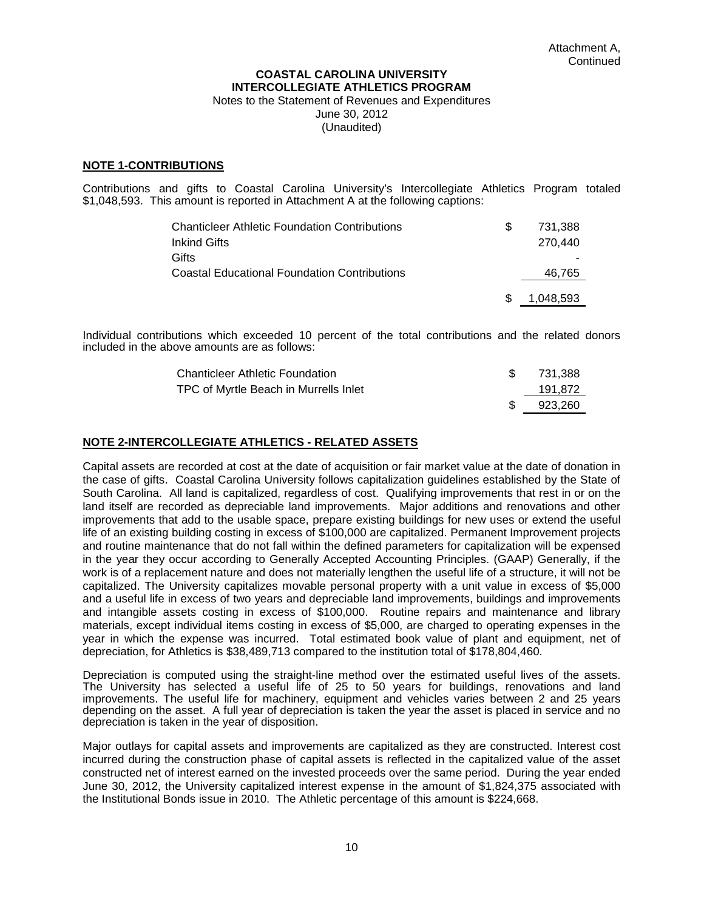Attachment A, Continued

**COASTAL CAROLINA UNIVERSITY**
**INTERCOLLEGIATE ATHLETICS PROGRAM**
Notes to the Statement of Revenues and Expenditures
June 30, 2012
(Unaudited)

## NOTE 1-CONTRIBUTIONS

Contributions and gifts to Coastal Carolina University's Intercollegiate Athletics Program totaled $1,048,593. This amount is reported in Attachment A at the following captions:

| | | |
|---|---|---|
| Chanticleer Athletic Foundation Contributions | $ | 731,388 |
| Inkind Gifts | | 270,440 |
| Gifts | | - |
| Coastal Educational Foundation Contributions | | 46,765 |
| | $ | 1,048,593 |

Individual contributions which exceeded 10 percent of the total contributions and the related donors included in the above amounts are as follows:

| | | |
|---|---|---|
| Chanticleer Athletic Foundation | $ | 731,388 |
| TPC of Myrtle Beach in Murrells Inlet | | 191,872 |
| | $ | 923,260 |

## NOTE 2-INTERCOLLEGIATE ATHLETICS - RELATED ASSETS

Capital assets are recorded at cost at the date of acquisition or fair market value at the date of donation in the case of gifts. Coastal Carolina University follows capitalization guidelines established by the State of South Carolina. All land is capitalized, regardless of cost. Qualifying improvements that rest in or on the land itself are recorded as depreciable land improvements. Major additions and renovations and other improvements that add to the usable space, prepare existing buildings for new uses or extend the useful life of an existing building costing in excess of $100,000 are capitalized. Permanent Improvement projects and routine maintenance that do not fall within the defined parameters for capitalization will be expensed in the year they occur according to Generally Accepted Accounting Principles. (GAAP) Generally, if the work is of a replacement nature and does not materially lengthen the useful life of a structure, it will not be capitalized. The University capitalizes movable personal property with a unit value in excess of $5,000 and a useful life in excess of two years and depreciable land improvements, buildings and improvements and intangible assets costing in excess of $100,000. Routine repairs and maintenance and library materials, except individual items costing in excess of $5,000, are charged to operating expenses in the year in which the expense was incurred. Total estimated book value of plant and equipment, net of depreciation, for Athletics is $38,489,713 compared to the institution total of $178,804,460.

Depreciation is computed using the straight-line method over the estimated useful lives of the assets. The University has selected a useful life of 25 to 50 years for buildings, renovations and land improvements. The useful life for machinery, equipment and vehicles varies between 2 and 25 years depending on the asset. A full year of depreciation is taken the year the asset is placed in service and no depreciation is taken in the year of disposition.

Major outlays for capital assets and improvements are capitalized as they are constructed. Interest cost incurred during the construction phase of capital assets is reflected in the capitalized value of the asset constructed net of interest earned on the invested proceeds over the same period. During the year ended June 30, 2012, the University capitalized interest expense in the amount of $1,824,375 associated with the Institutional Bonds issue in 2010. The Athletic percentage of this amount is $224,668.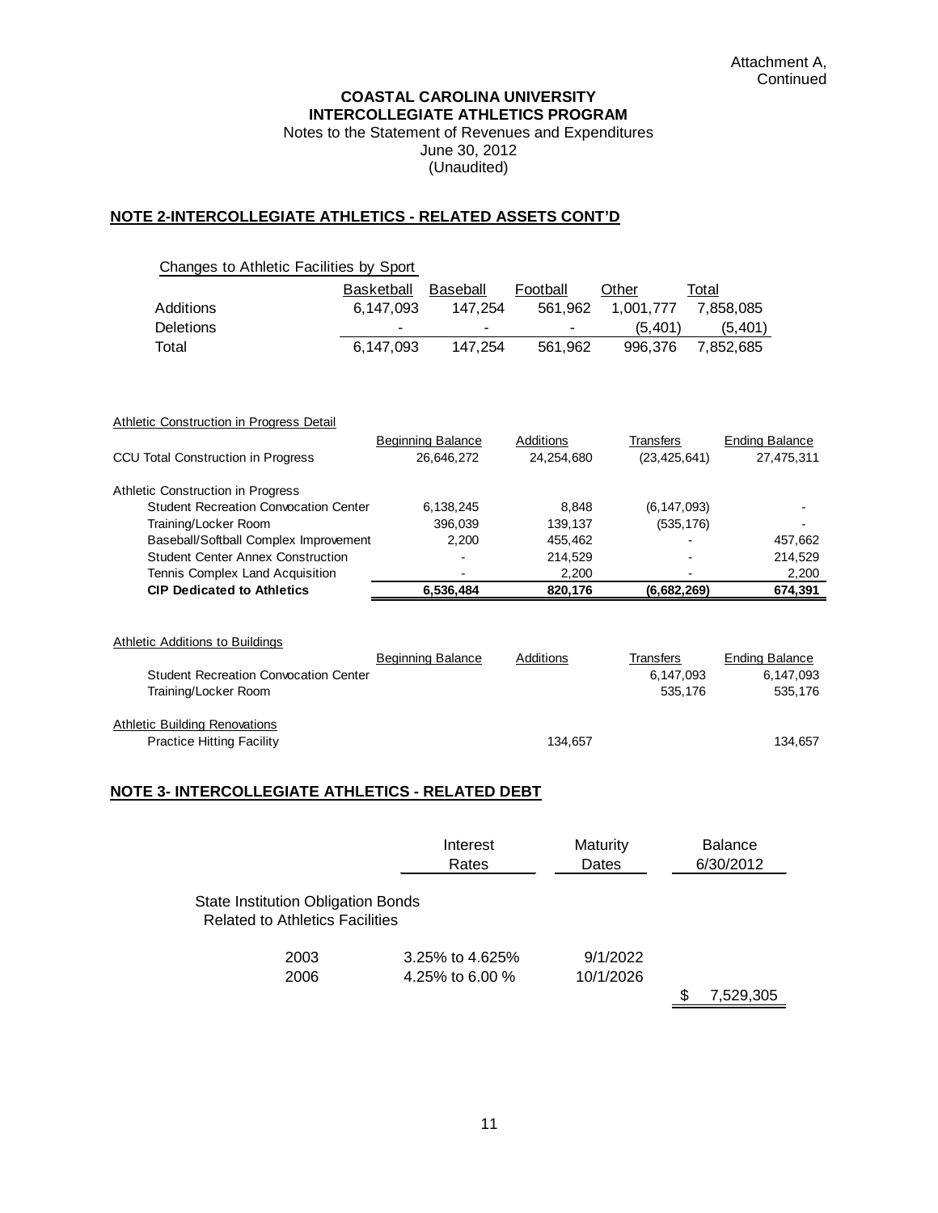Attachment A, Continued

**COASTAL CAROLINA UNIVERSITY**
**INTERCOLLEGIATE ATHLETICS PROGRAM**
Notes to the Statement of Revenues and Expenditures
June 30, 2012
(Unaudited)

## NOTE 2-INTERCOLLEGIATE ATHLETICS - RELATED ASSETS CONT'D

Changes to Athletic Facilities by Sport

| | Basketball | Baseball | Football | Other | Total |
|---|---|---|---|---|---|
| Additions | 6,147,093 | 147,254 | 561,962 | 1,001,777 | 7,858,085 |
| Deletions | - | - | - | (5,401) | (5,401) |
| Total | 6,147,093 | 147,254 | 561,962 | 996,376 | 7,852,685 |

Athletic Construction in Progress Detail

| | Beginning Balance | Additions | Transfers | Ending Balance |
|---|---|---|---|---|
| CCU Total Construction in Progress | 26,646,272 | 24,254,680 | (23,425,641) | 27,475,311 |
| Athletic Construction in Progress | | | | |
| Student Recreation Convocation Center | 6,138,245 | 8,848 | (6,147,093) | - |
| Training/Locker Room | 396,039 | 139,137 | (535,176) | - |
| Baseball/Softball Complex Improvement | 2,200 | 455,462 | - | 457,662 |
| Student Center Annex Construction | - | 214,529 | - | 214,529 |
| Tennis Complex Land Acquisition | - | 2,200 | - | 2,200 |
| **CIP Dedicated to Athletics** | **6,536,484** | **820,176** | **(6,682,269)** | **674,391** |

Athletic Additions to Buildings

| | Beginning Balance | Additions | Transfers | Ending Balance |
|---|---|---|---|---|
| Student Recreation Convocation Center | | | 6,147,093 | 6,147,093 |
| Training/Locker Room | | | 535,176 | 535,176 |
| Athletic Building Renovations | | | | |
| Practice Hitting Facility | | 134,657 | | 134,657 |

## NOTE 3- INTERCOLLEGIATE ATHLETICS - RELATED DEBT

| | Interest Rates | Maturity Dates | Balance 6/30/2012 |
|---|---|---|---|
| State Institution Obligation Bonds Related to Athletics Facilities | | | |
| 2003 | 3.25% to 4.625% | 9/1/2022 | |
| 2006 | 4.25% to 6.00 % | 10/1/2026 | |
| | | | $ 7,529,305 |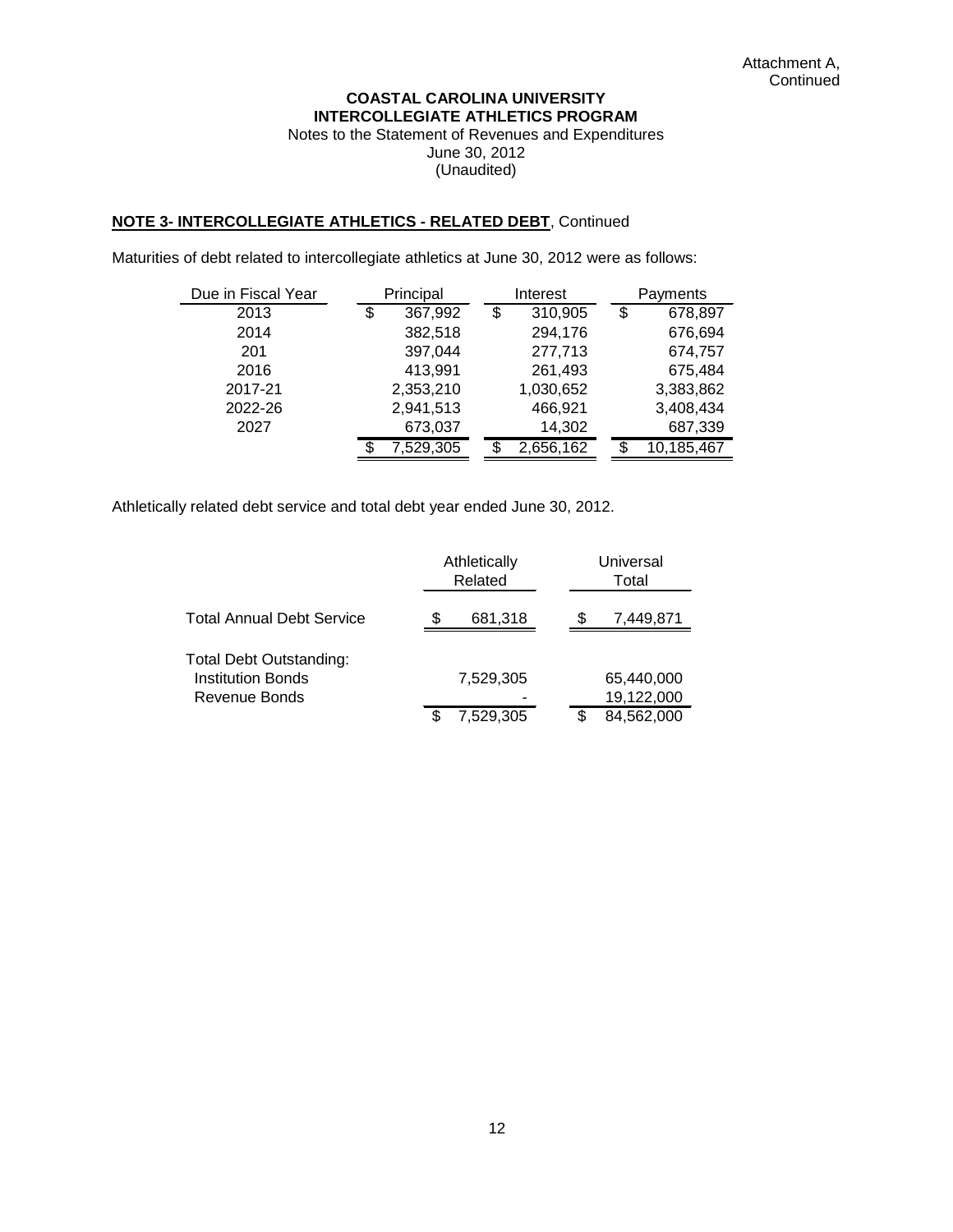Attachment A, Continued

**COASTAL CAROLINA UNIVERSITY**
**INTERCOLLEGIATE ATHLETICS PROGRAM**
Notes to the Statement of Revenues and Expenditures
June 30, 2012
(Unaudited)

**NOTE 3- INTERCOLLEGIATE ATHLETICS - RELATED DEBT**, Continued

Maturities of debt related to intercollegiate athletics at June 30, 2012 were as follows:

| Due in Fiscal Year | Principal | Interest | Payments |
|---|---|---|---|
| 2013 | $ 367,992 | $ 310,905 | $ 678,897 |
| 2014 | 382,518 | 294,176 | 676,694 |
| 201 | 397,044 | 277,713 | 674,757 |
| 2016 | 413,991 | 261,493 | 675,484 |
| 2017-21 | 2,353,210 | 1,030,652 | 3,383,862 |
| 2022-26 | 2,941,513 | 466,921 | 3,408,434 |
| 2027 | 673,037 | 14,302 | 687,339 |
| | $ 7,529,305 | $ 2,656,162 | $ 10,185,467 |

Athletically related debt service and total debt year ended June 30, 2012.

| | Athletically Related | Universal Total |
|---|---|---|
| Total Annual Debt Service | $ 681,318 | $ 7,449,871 |
| Total Debt Outstanding: | | |
| Institution Bonds | 7,529,305 | 65,440,000 |
| Revenue Bonds | - | 19,122,000 |
| | $ 7,529,305 | $ 84,562,000 |